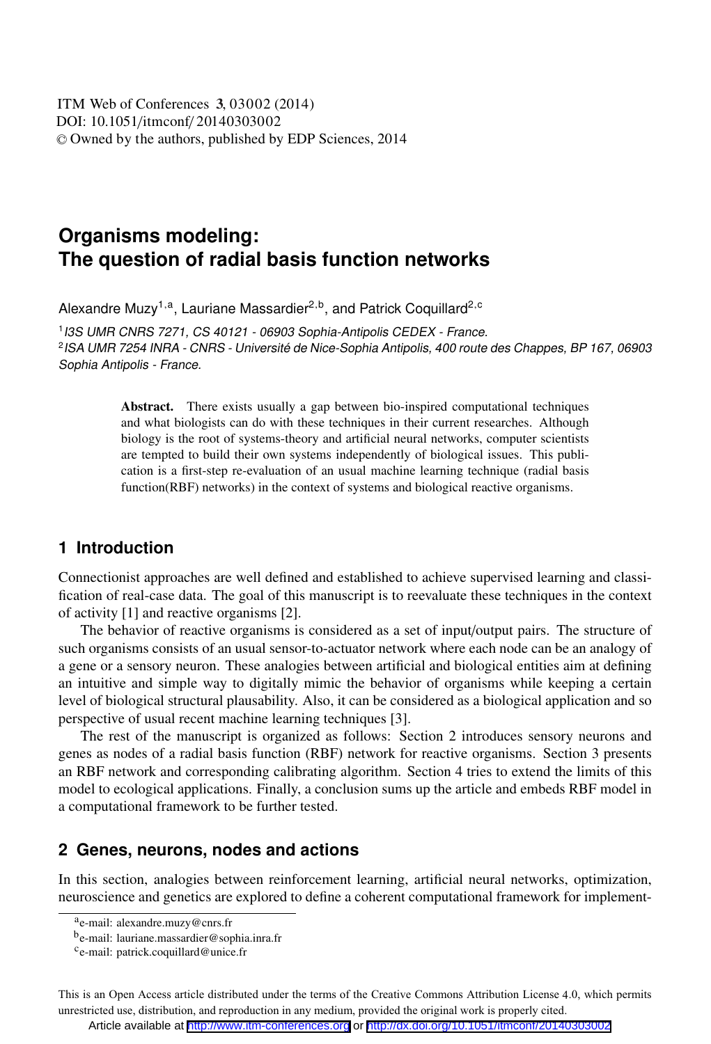# Organisms modeling: The question of radial basis function networks

Alexandre Muzy[1,a], Lauriane Massardier[2,b], and Patrick Coquillard[2,c]

[1] *I3S UMR CNRS 7271, CS 40121 - 06903 Sophia-Antipolis CEDEX - France.*
[2] *ISA UMR 7254 INRA - CNRS - Université de Nice-Sophia Antipolis, 400 route des Chappes, BP 167, 06903 Sophia Antipolis - France.*

**Abstract.** There exists usually a gap between bio-inspired computational techniques and what biologists can do with these techniques in their current researches. Although biology is the root of systems-theory and artificial neural networks, computer scientists are tempted to build their own systems independently of biological issues. This publication is a first-step re-evaluation of an usual machine learning technique (radial basis function(RBF) networks) in the context of systems and biological reactive organisms.

## 1 Introduction

Connectionist approaches are well defined and established to achieve supervised learning and classification of real-case data. The goal of this manuscript is to reevaluate these techniques in the context of activity [1] and reactive organisms [2].

The behavior of reactive organisms is considered as a set of input/output pairs. The structure of such organisms consists of an usual sensor-to-actuator network where each node can be an analogy of a gene or a sensory neuron. These analogies between artificial and biological entities aim at defining an intuitive and simple way to digitally mimic the behavior of organisms while keeping a certain level of biological structural plausability. Also, it can be considered as a biological application and so perspective of usual recent machine learning techniques [3].

The rest of the manuscript is organized as follows: Section 2 introduces sensory neurons and genes as nodes of a radial basis function (RBF) network for reactive organisms. Section 3 presents an RBF network and corresponding calibrating algorithm. Section 4 tries to extend the limits of this model to ecological applications. Finally, a conclusion sums up the article and embeds RBF model in a computational framework to be further tested.

## 2 Genes, neurons, nodes and actions

In this section, analogies between reinforcement learning, artificial neural networks, optimization, neuroscience and genetics are explored to define a coherent computational framework for implement-

[a] e-mail: alexandre.muzy@cnrs.fr
[b] e-mail: lauriane.massardier@sophia.inra.fr
[c] e-mail: patrick.coquillard@unice.fr

This is an Open Access article distributed under the terms of the Creative Commons Attribution License 4.0, which permits unrestricted use, distribution, and reproduction in any medium, provided the original work is properly cited.

Article available at http://www.itm-conferences.org or http://dx.doi.org/10.1051/itmconf/20140303002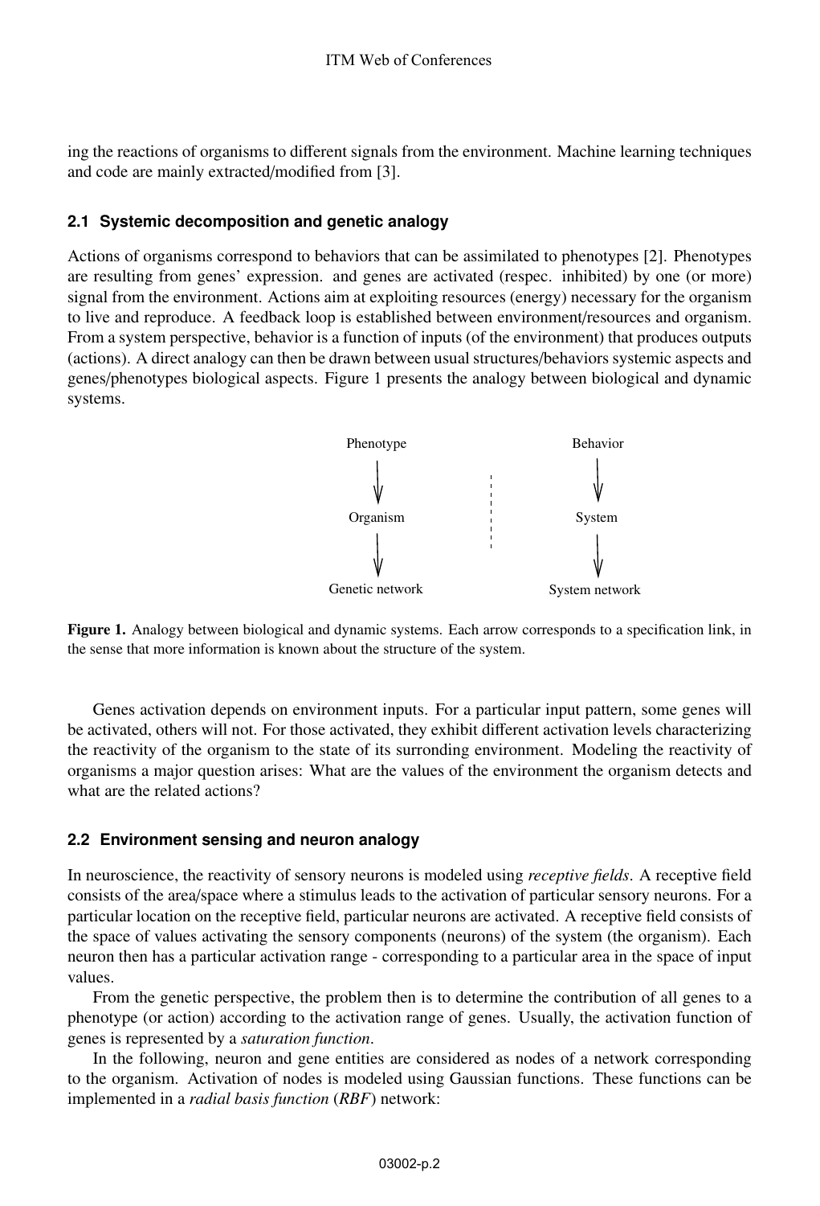ing the reactions of organisms to different signals from the environment. Machine learning techniques and code are mainly extracted/modified from [3].

### 2.1 Systemic decomposition and genetic analogy

Actions of organisms correspond to behaviors that can be assimilated to phenotypes [2]. Phenotypes are resulting from genes' expression. and genes are activated (respec. inhibited) by one (or more) signal from the environment. Actions aim at exploiting resources (energy) necessary for the organism to live and reproduce. A feedback loop is established between environment/resources and organism. From a system perspective, behavior is a function of inputs (of the environment) that produces outputs (actions). A direct analogy can then be drawn between usual structures/behaviors systemic aspects and genes/phenotypes biological aspects. Figure 1 presents the analogy between biological and dynamic systems.

Phenotype

Organism

Genetic network

Behavior

System

System network

**Figure 1.** Analogy between biological and dynamic systems. Each arrow corresponds to a specification link, in the sense that more information is known about the structure of the system.

Genes activation depends on environment inputs. For a particular input pattern, some genes will be activated, others will not. For those activated, they exhibit different activation levels characterizing the reactivity of the organism to the state of its surrounding environment. Modeling the reactivity of organisms a major question arises: What are the values of the environment the organism detects and what are the related actions?

### 2.2 Environment sensing and neuron analogy

In neuroscience, the reactivity of sensory neurons is modeled using *receptive fields*. A receptive field consists of the area/space where a stimulus leads to the activation of particular sensory neurons. For a particular location on the receptive field, particular neurons are activated. A receptive field consists of the space of values activating the sensory components (neurons) of the system (the organism). Each neuron then has a particular activation range - corresponding to a particular area in the space of input values.

From the genetic perspective, the problem then is to determine the contribution of all genes to a phenotype (or action) according to the activation range of genes. Usually, the activation function of genes is represented by a *saturation function*.

In the following, neuron and gene entities are considered as nodes of a network corresponding to the organism. Activation of nodes is modeled using Gaussian functions. These functions can be implemented in a *radial basis function* (*RBF*) network: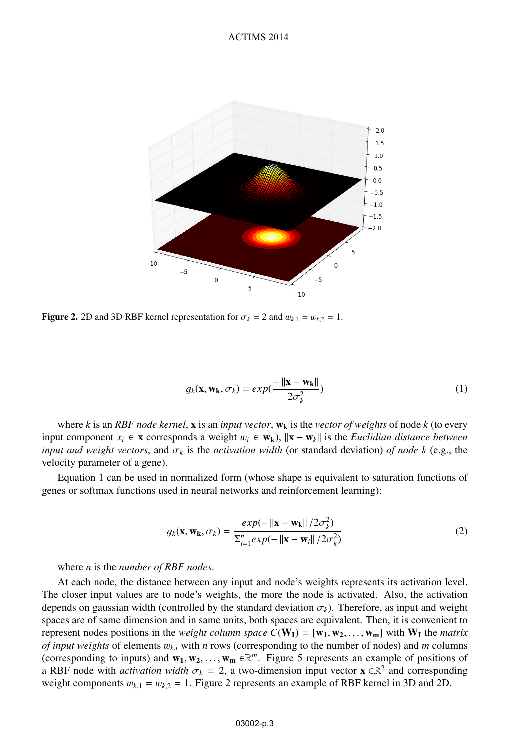Figure 2. 2D and 3D RBF kernel representation for $\sigma_k = 2$ and $w_{k,1} = w_{k,2} = 1$.

$$g_k(\mathbf{x}, \mathbf{w_k}, \sigma_k) = exp(\frac{-\|\mathbf{x} - \mathbf{w_k}\|}{2\sigma_k^2}) \tag{1}$$

where $k$ is an *RBF node kernel*, $\mathbf{x}$ is an *input vector*, $\mathbf{w_k}$ is the *vector of weights* of node $k$ (to every input component $x_i \in \mathbf{x}$ corresponds a weight $w_i \in \mathbf{w_k}$), $\|\mathbf{x} - \mathbf{w}_k\|$ is the *Euclidian distance between input and weight vectors*, and $\sigma_k$ is the *activation width* (or standard deviation) *of node k* (e.g., the velocity parameter of a gene).

Equation 1 can be used in normalized form (whose shape is equivalent to saturation functions of genes or softmax functions used in neural networks and reinforcement learning):

$$g_k(\mathbf{x}, \mathbf{w_k}, \sigma_k) = \frac{exp(-\|\mathbf{x} - \mathbf{w_k}\| / 2\sigma_k^2)}{\Sigma_{i=1}^{n} exp(-\|\mathbf{x} - \mathbf{w}_i\| / 2\sigma_k^2)} \tag{2}$$

where $n$ is the *number of RBF nodes*.

At each node, the distance between any input and node's weights represents its activation level. The closer input values are to node's weights, the more the node is activated. Also, the activation depends on gaussian width (controlled by the standard deviation $\sigma_k$). Therefore, as input and weight spaces are of same dimension and in same units, both spaces are equivalent. Then, it is convenient to represent nodes positions in the *weight column space* $C(\mathbf{W_I}) = [\mathbf{w_1}, \mathbf{w_2}, \ldots, \mathbf{w_m}]$ with $\mathbf{W_I}$ the *matrix of input weights* of elements $w_{k,i}$ with $n$ rows (corresponding to the number of nodes) and $m$ columns (corresponding to inputs) and $\mathbf{w_1}, \mathbf{w_2}, \ldots, \mathbf{w_m} \in \mathbb{R}^m$. Figure 5 represents an example of positions of a RBF node with *activation width* $\sigma_k = 2$, a two-dimension input vector $\mathbf{x} \in \mathbb{R}^2$ and corresponding weight components $w_{k,1} = w_{k,2} = 1$. Figure 2 represents an example of RBF kernel in 3D and 2D.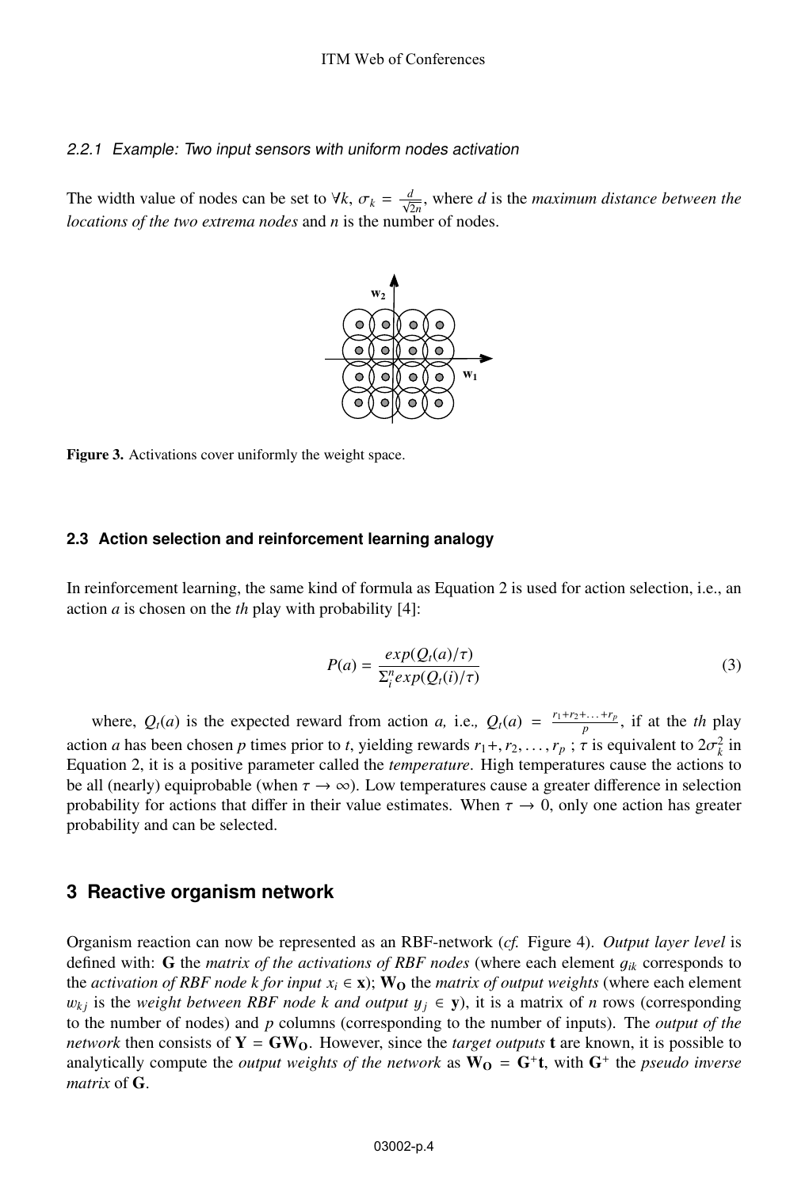#### 2.2.1 Example: Two input sensors with uniform nodes activation

The width value of nodes can be set to $\forall k$, $\sigma_k = \frac{d}{\sqrt{2n}}$, where $d$ is the *maximum distance between the locations of the two extrema nodes* and $n$ is the number of nodes.

**Figure 3.** Activations cover uniformly the weight space.

### 2.3 Action selection and reinforcement learning analogy

In reinforcement learning, the same kind of formula as Equation 2 is used for action selection, i.e., an action $a$ is chosen on the *th* play with probability [4]:

$$P(a) = \frac{exp(Q_t(a)/\tau)}{\Sigma_i^n exp(Q_t(i)/\tau)} \tag{3}$$

where, $Q_t(a)$ is the expected reward from action *a,* i.e., $Q_t(a) = \frac{r_1+r_2+\ldots+r_p}{p}$, if at the *th* play action $a$ has been chosen $p$ times prior to $t$, yielding rewards $r_1+, r_2, \ldots, r_p$ ; $\tau$ is equivalent to $2\sigma_k^2$ in Equation 2, it is a positive parameter called the *temperature*. High temperatures cause the actions to be all (nearly) equiprobable (when $\tau \to \infty$). Low temperatures cause a greater difference in selection probability for actions that differ in their value estimates. When $\tau \to 0$, only one action has greater probability and can be selected.

## 3 Reactive organism network

Organism reaction can now be represented as an RBF-network (*cf.* Figure 4). *Output layer level* is defined with: $\mathbf{G}$ the *matrix of the activations of RBF nodes* (where each element $g_{ik}$ corresponds to the *activation of RBF node k for input* $x_i \in \mathbf{x}$); $\mathbf{W_O}$ the *matrix of output weights* (where each element $w_{kj}$ is the *weight between RBF node k and output* $y_j \in \mathbf{y}$), it is a matrix of $n$ rows (corresponding to the number of nodes) and $p$ columns (corresponding to the number of inputs). The *output of the network* then consists of $\mathbf{Y} = \mathbf{G}\mathbf{W_O}$. However, since the *target outputs* $\mathbf{t}$ are known, it is possible to analytically compute the *output weights of the network* as $\mathbf{W_O} = \mathbf{G}^{+}\mathbf{t}$, with $\mathbf{G}^{+}$ the *pseudo inverse matrix* of $\mathbf{G}$.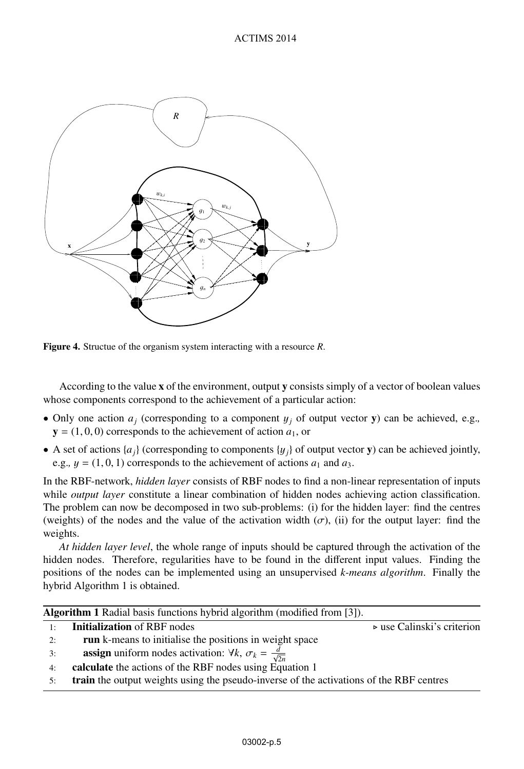Figure 4. Structue of the organism system interacting with a resource $R$.

According to the value $\mathbf{x}$ of the environment, output $\mathbf{y}$ consists simply of a vector of boolean values whose components correspond to the achievement of a particular action:

- Only one action $a_j$ (corresponding to a component $y_j$ of output vector $\mathbf{y}$) can be achieved, e.g., $\mathbf{y} = (1, 0, 0)$ corresponds to the achievement of action $a_1$, or
- A set of actions $\{a_j\}$ (corresponding to components $\{y_j\}$ of output vector $\mathbf{y}$) can be achieved jointly, e.g., $y = (1, 0, 1)$ corresponds to the achievement of actions $a_1$ and $a_3$.

In the RBF-network, *hidden layer* consists of RBF nodes to find a non-linear representation of inputs while *output layer* constitute a linear combination of hidden nodes achieving action classification. The problem can now be decomposed in two sub-problems: (i) for the hidden layer: find the centres (weights) of the nodes and the value of the activation width ($\sigma$), (ii) for the output layer: find the weights.

*At hidden layer level*, the whole range of inputs should be captured through the activation of the hidden nodes. Therefore, regularities have to be found in the different input values. Finding the positions of the nodes can be implemented using an unsupervised *k-means algorithm*. Finally the hybrid Algorithm 1 is obtained.

**Algorithm 1** Radial basis functions hybrid algorithm (modified from [3]).

```
1: Initialization of RBF nodes                                  ▹ use Calinski's criterion
2:    run k-means to initialise the positions in weight space
3:    assign uniform nodes activation: ∀k, σ_k = d/√(2n)
4: calculate the actions of the RBF nodes using Equation 1
5: train the output weights using the pseudo-inverse of the activations of the RBF centres
```

where in line 3: $\forall k,\ \sigma_k = \frac{d}{\sqrt{2n}}$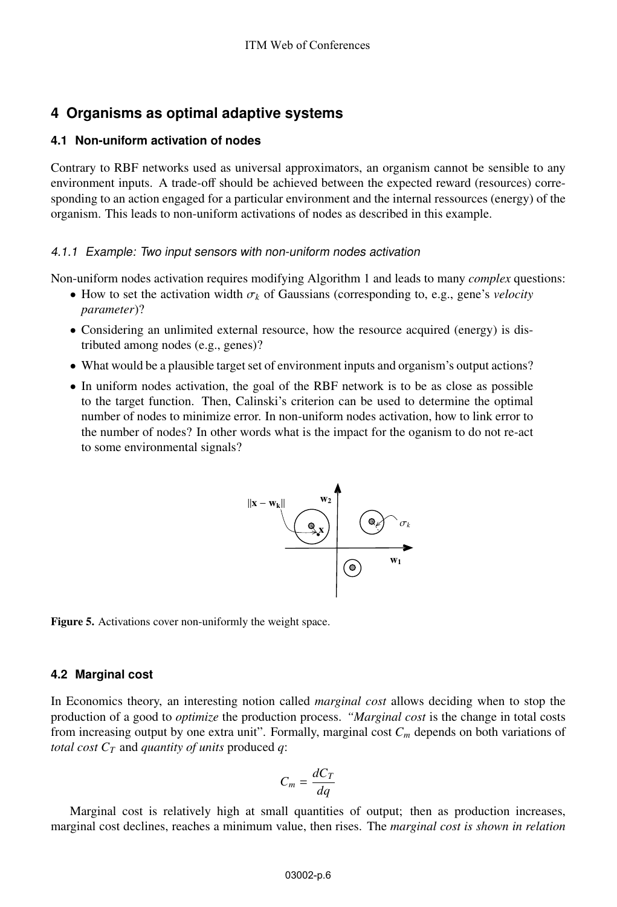## 4 Organisms as optimal adaptive systems

### 4.1 Non-uniform activation of nodes

Contrary to RBF networks used as universal approximators, an organism cannot be sensible to any environment inputs. A trade-off should be achieved between the expected reward (resources) corresponding to an action engaged for a particular environment and the internal ressources (energy) of the organism. This leads to non-uniform activations of nodes as described in this example.

#### 4.1.1 Example: Two input sensors with non-uniform nodes activation

Non-uniform nodes activation requires modifying Algorithm 1 and leads to many *complex* questions:

- How to set the activation width $\sigma_k$ of Gaussians (corresponding to, e.g., gene's *velocity parameter*)?
- Considering an unlimited external resource, how the resource acquired (energy) is distributed among nodes (e.g., genes)?
- What would be a plausible target set of environment inputs and organism's output actions?
- In uniform nodes activation, the goal of the RBF network is to be as close as possible to the target function. Then, Calinski's criterion can be used to determine the optimal number of nodes to minimize error. In non-uniform nodes activation, how to link error to the number of nodes? In other words what is the impact for the oganism to do not re-act to some environmental signals?

**Figure 5.** Activations cover non-uniformly the weight space.

### 4.2 Marginal cost

In Economics theory, an interesting notion called *marginal cost* allows deciding when to stop the production of a good to *optimize* the production process. *"Marginal cost* is the change in total costs from increasing output by one extra unit". Formally, marginal cost $C_m$ depends on both variations of *total cost* $C_T$ and *quantity of units* produced $q$:

$$C_m = \frac{dC_T}{dq}$$

Marginal cost is relatively high at small quantities of output; then as production increases, marginal cost declines, reaches a minimum value, then rises. The *marginal cost is shown in relation*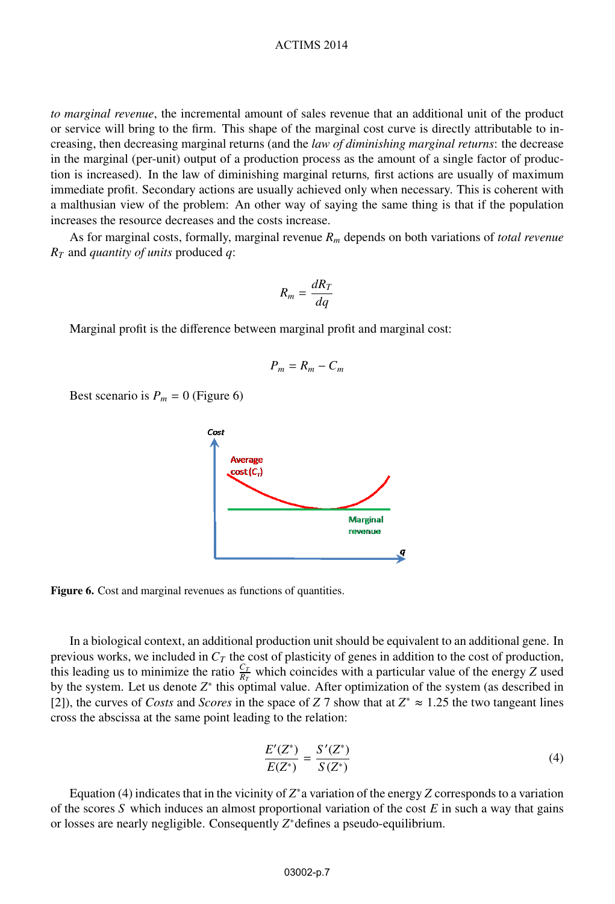*to marginal revenue*, the incremental amount of sales revenue that an additional unit of the product or service will bring to the firm. This shape of the marginal cost curve is directly attributable to increasing, then decreasing marginal returns (and the *law of diminishing marginal returns*: the decrease in the marginal (per-unit) output of a production process as the amount of a single factor of production is increased). In the law of diminishing marginal returns, first actions are usually of maximum immediate profit. Secondary actions are usually achieved only when necessary. This is coherent with a malthusian view of the problem: An other way of saying the same thing is that if the population increases the resource decreases and the costs increase.

As for marginal costs, formally, marginal revenue $R_m$ depends on both variations of *total revenue* $R_T$ and *quantity of units* produced $q$:

$$R_m = \frac{dR_T}{dq}$$

Marginal profit is the difference between marginal profit and marginal cost:

$$P_m = R_m - C_m$$

Best scenario is $P_m = 0$ (Figure 6)

**Figure 6.** Cost and marginal revenues as functions of quantities.

In a biological context, an additional production unit should be equivalent to an additional gene. In previous works, we included in $C_T$ the cost of plasticity of genes in addition to the cost of production, this leading us to minimize the ratio $\frac{C_T}{R_T}$ which coincides with a particular value of the energy $Z$ used by the system. Let us denote $Z^*$ this optimal value. After optimization of the system (as described in [2]), the curves of *Costs* and *Scores* in the space of $Z$ 7 show that at $Z^* \approx 1.25$ the two tangeant lines cross the abscissa at the same point leading to the relation:

$$\frac{E'(Z^*)}{E(Z^*)} = \frac{S'(Z^*)}{S(Z^*)} \tag{4}$$

Equation (4) indicates that in the vicinity of $Z^*$a variation of the energy $Z$ corresponds to a variation of the scores $S$ which induces an almost proportional variation of the cost $E$ in such a way that gains or losses are nearly negligible. Consequently $Z^*$defines a pseudo-equilibrium.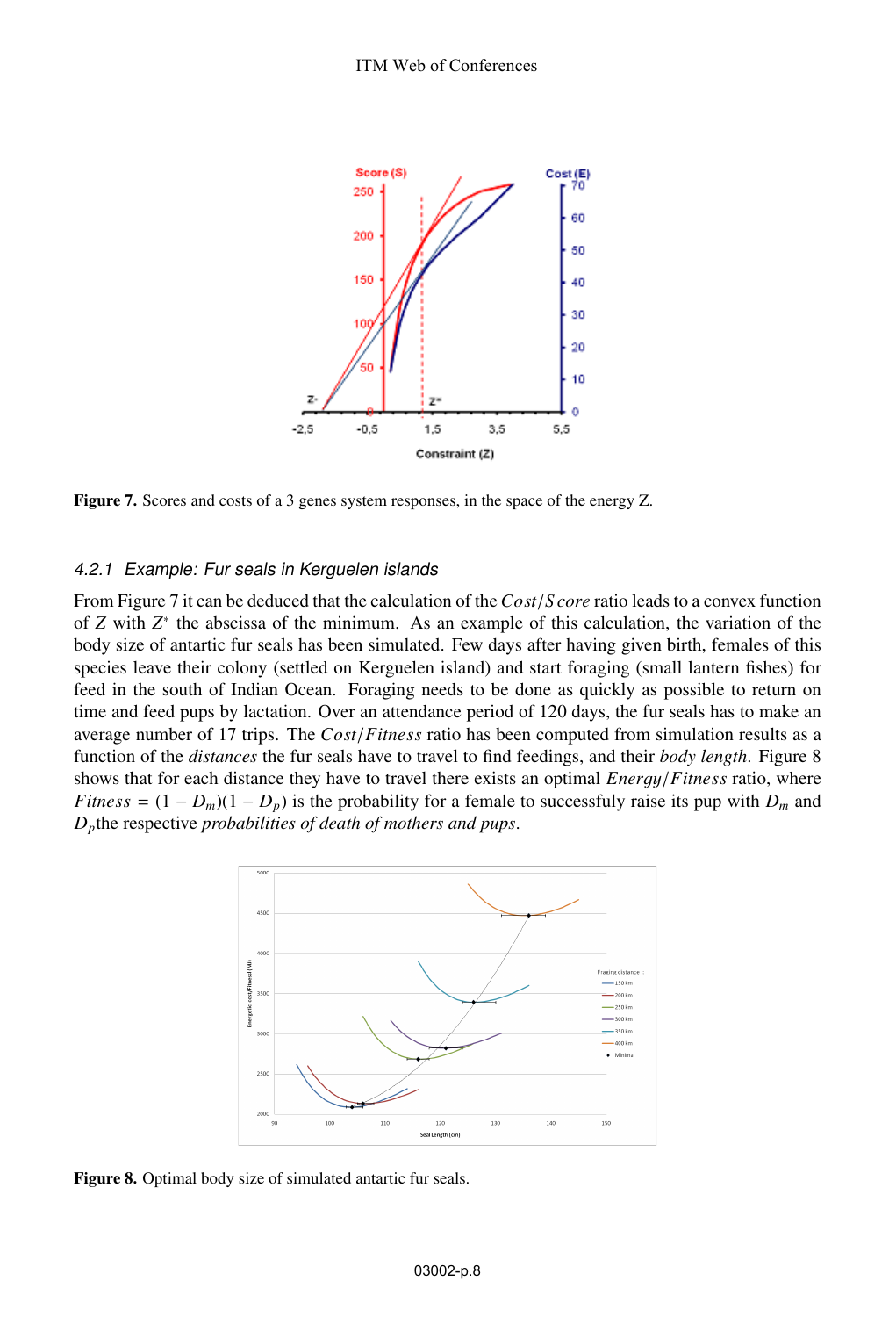**Figure 7.** Scores and costs of a 3 genes system responses, in the space of the energy Z.

### 4.2.1 Example: Fur seals in Kerguelen islands

From Figure 7 it can be deduced that the calculation of the $Cost/Score$ ratio leads to a convex function of $Z$ with $Z^*$ the abscissa of the minimum. As an example of this calculation, the variation of the body size of antartic fur seals has been simulated. Few days after having given birth, females of this species leave their colony (settled on Kerguelen island) and start foraging (small lantern fishes) for feed in the south of Indian Ocean. Foraging needs to be done as quickly as possible to return on time and feed pups by lactation. Over an attendance period of 120 days, the fur seals has to make an average number of 17 trips. The $Cost/Fitness$ ratio has been computed from simulation results as a function of the *distances* the fur seals have to travel to find feedings, and their *body length*. Figure 8 shows that for each distance they have to travel there exists an optimal $Energy/Fitness$ ratio, where $Fitness = (1 - D_m)(1 - D_p)$ is the probability for a female to successfuly raise its pup with $D_m$ and $D_p$the respective *probabilities of death of mothers and pups*.

**Figure 8.** Optimal body size of simulated antartic fur seals.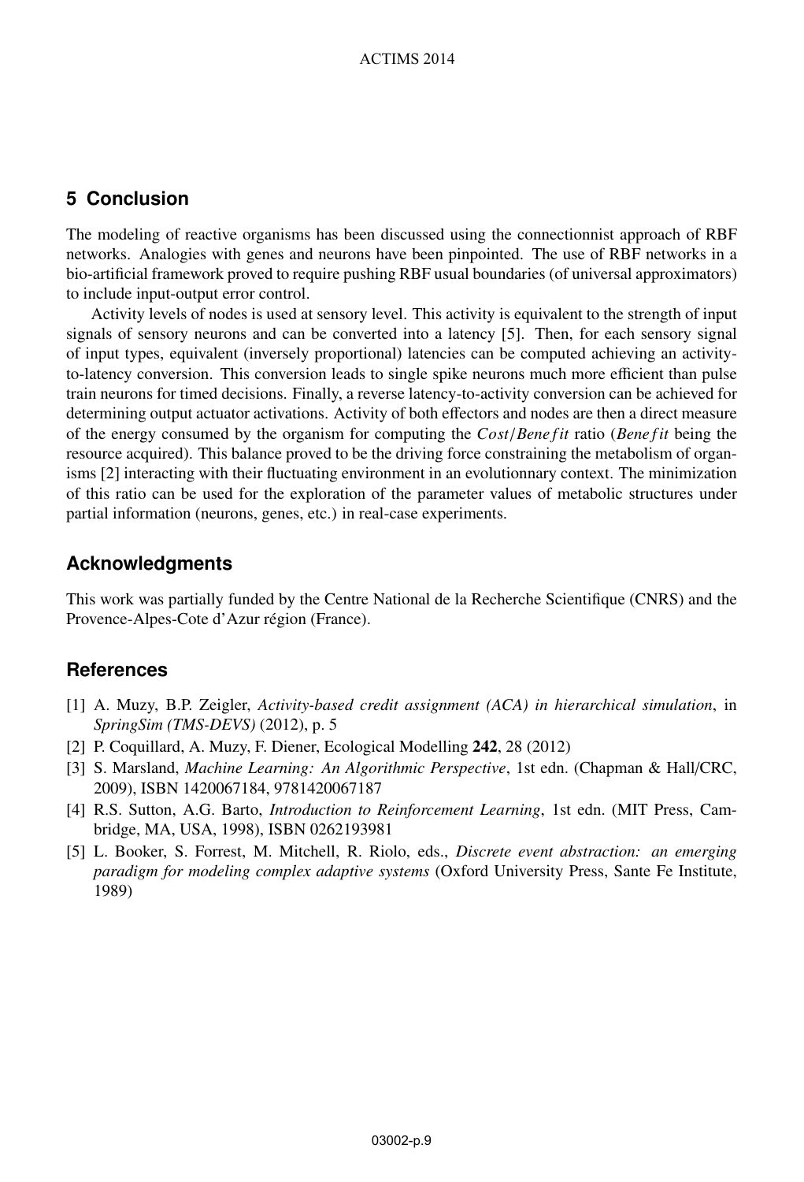## 5 Conclusion

The modeling of reactive organisms has been discussed using the connectionnist approach of RBF networks. Analogies with genes and neurons have been pinpointed. The use of RBF networks in a bio-artificial framework proved to require pushing RBF usual boundaries (of universal approximators) to include input-output error control.

Activity levels of nodes is used at sensory level. This activity is equivalent to the strength of input signals of sensory neurons and can be converted into a latency [5]. Then, for each sensory signal of input types, equivalent (inversely proportional) latencies can be computed achieving an activity-to-latency conversion. This conversion leads to single spike neurons much more efficient than pulse train neurons for timed decisions. Finally, a reverse latency-to-activity conversion can be achieved for determining output actuator activations. Activity of both effectors and nodes are then a direct measure of the energy consumed by the organism for computing the $Cost/Benefit$ ratio ($Benefit$ being the resource acquired). This balance proved to be the driving force constraining the metabolism of organisms [2] interacting with their fluctuating environment in an evolutionnary context. The minimization of this ratio can be used for the exploration of the parameter values of metabolic structures under partial information (neurons, genes, etc.) in real-case experiments.

## Acknowledgments

This work was partially funded by the Centre National de la Recherche Scientifique (CNRS) and the Provence-Alpes-Cote d'Azur région (France).

## References

[1] A. Muzy, B.P. Zeigler, *Activity-based credit assignment (ACA) in hierarchical simulation*, in *SpringSim (TMS-DEVS)* (2012), p. 5

[2] P. Coquillard, A. Muzy, F. Diener, Ecological Modelling **242**, 28 (2012)

[3] S. Marsland, *Machine Learning: An Algorithmic Perspective*, 1st edn. (Chapman & Hall/CRC, 2009), ISBN 1420067184, 9781420067187

[4] R.S. Sutton, A.G. Barto, *Introduction to Reinforcement Learning*, 1st edn. (MIT Press, Cambridge, MA, USA, 1998), ISBN 0262193981

[5] L. Booker, S. Forrest, M. Mitchell, R. Riolo, eds., *Discrete event abstraction: an emerging paradigm for modeling complex adaptive systems* (Oxford University Press, Sante Fe Institute, 1989)